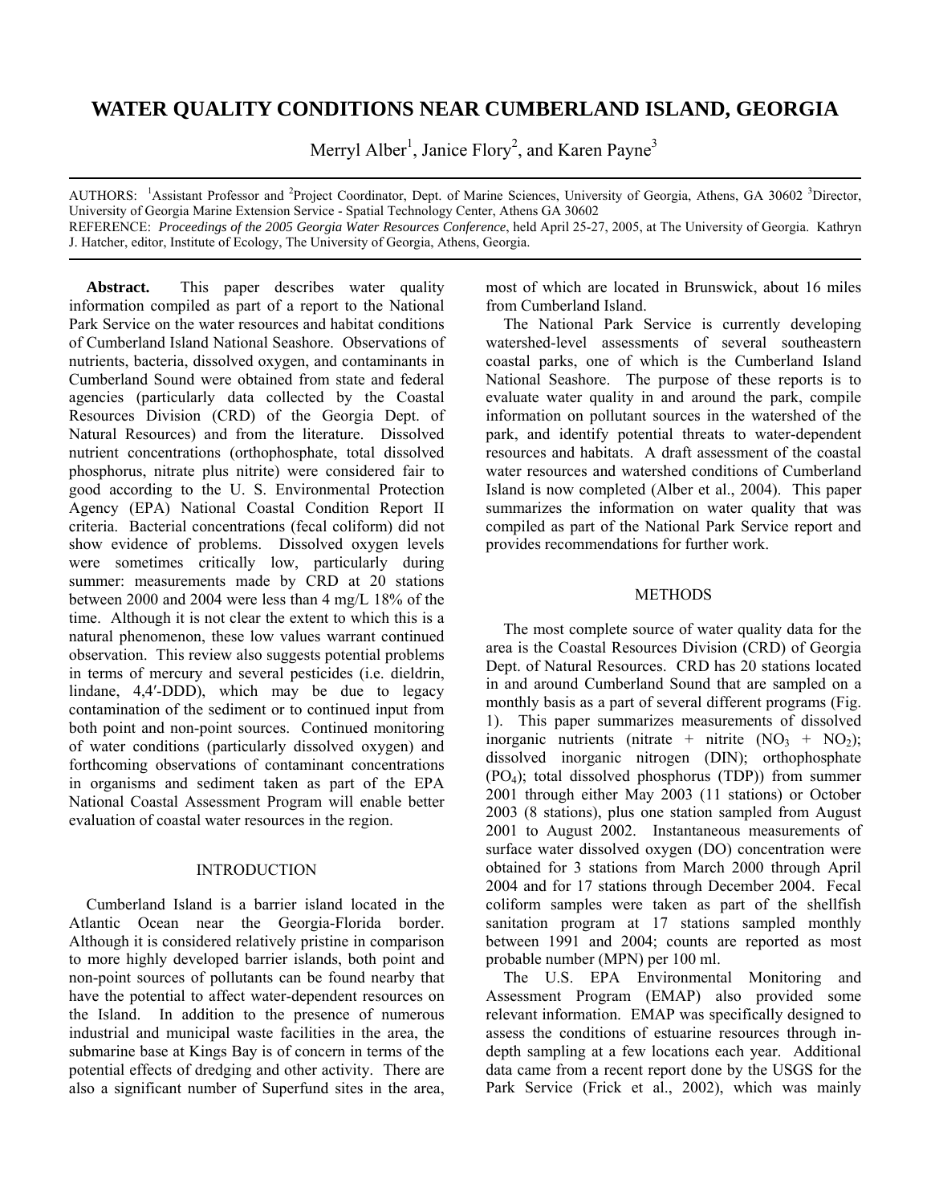# WATER QUALITY CONDITIONS NEAR CUMBERLAND ISLAND, GEORGIA

Merryl Alber[1], Janice Flory[2], and Karen Payne[3]

AUTHORS: [1]Assistant Professor and [2]Project Coordinator, Dept. of Marine Sciences, University of Georgia, Athens, GA 30602 [3]Director, University of Georgia Marine Extension Service - Spatial Technology Center, Athens GA 30602
REFERENCE: *Proceedings of the 2005 Georgia Water Resources Conference*, held April 25-27, 2005, at The University of Georgia. Kathryn J. Hatcher, editor, Institute of Ecology, The University of Georgia, Athens, Georgia.

**Abstract.** This paper describes water quality information compiled as part of a report to the National Park Service on the water resources and habitat conditions of Cumberland Island National Seashore. Observations of nutrients, bacteria, dissolved oxygen, and contaminants in Cumberland Sound were obtained from state and federal agencies (particularly data collected by the Coastal Resources Division (CRD) of the Georgia Dept. of Natural Resources) and from the literature. Dissolved nutrient concentrations (orthophosphate, total dissolved phosphorus, nitrate plus nitrite) were considered fair to good according to the U. S. Environmental Protection Agency (EPA) National Coastal Condition Report II criteria. Bacterial concentrations (fecal coliform) did not show evidence of problems. Dissolved oxygen levels were sometimes critically low, particularly during summer: measurements made by CRD at 20 stations between 2000 and 2004 were less than 4 mg/L 18% of the time. Although it is not clear the extent to which this is a natural phenomenon, these low values warrant continued observation. This review also suggests potential problems in terms of mercury and several pesticides (i.e. dieldrin, lindane, 4,4′-DDD), which may be due to legacy contamination of the sediment or to continued input from both point and non-point sources. Continued monitoring of water conditions (particularly dissolved oxygen) and forthcoming observations of contaminant concentrations in organisms and sediment taken as part of the EPA National Coastal Assessment Program will enable better evaluation of coastal water resources in the region.

## INTRODUCTION

Cumberland Island is a barrier island located in the Atlantic Ocean near the Georgia-Florida border. Although it is considered relatively pristine in comparison to more highly developed barrier islands, both point and non-point sources of pollutants can be found nearby that have the potential to affect water-dependent resources on the Island. In addition to the presence of numerous industrial and municipal waste facilities in the area, the submarine base at Kings Bay is of concern in terms of the potential effects of dredging and other activity. There are also a significant number of Superfund sites in the area, most of which are located in Brunswick, about 16 miles from Cumberland Island.

The National Park Service is currently developing watershed-level assessments of several southeastern coastal parks, one of which is the Cumberland Island National Seashore. The purpose of these reports is to evaluate water quality in and around the park, compile information on pollutant sources in the watershed of the park, and identify potential threats to water-dependent resources and habitats. A draft assessment of the coastal water resources and watershed conditions of Cumberland Island is now completed (Alber et al., 2004). This paper summarizes the information on water quality that was compiled as part of the National Park Service report and provides recommendations for further work.

## METHODS

The most complete source of water quality data for the area is the Coastal Resources Division (CRD) of Georgia Dept. of Natural Resources. CRD has 20 stations located in and around Cumberland Sound that are sampled on a monthly basis as a part of several different programs (Fig. 1). This paper summarizes measurements of dissolved inorganic nutrients (nitrate + nitrite ($NO_3$ + $NO_2$); dissolved inorganic nitrogen (DIN); orthophosphate ($PO_4$); total dissolved phosphorus (TDP)) from summer 2001 through either May 2003 (11 stations) or October 2003 (8 stations), plus one station sampled from August 2001 to August 2002. Instantaneous measurements of surface water dissolved oxygen (DO) concentration were obtained for 3 stations from March 2000 through April 2004 and for 17 stations through December 2004. Fecal coliform samples were taken as part of the shellfish sanitation program at 17 stations sampled monthly between 1991 and 2004; counts are reported as most probable number (MPN) per 100 ml.

The U.S. EPA Environmental Monitoring and Assessment Program (EMAP) also provided some relevant information. EMAP was specifically designed to assess the conditions of estuarine resources through in-depth sampling at a few locations each year. Additional data came from a recent report done by the USGS for the Park Service (Frick et al., 2002), which was mainly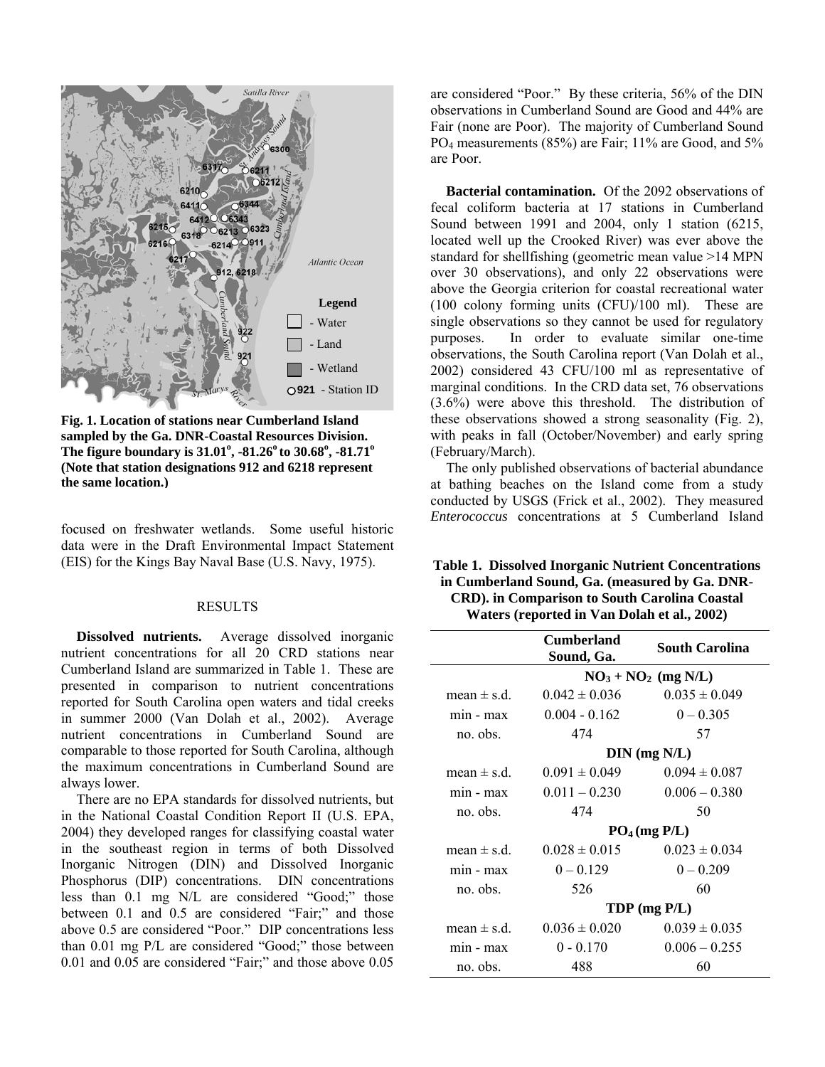**Fig. 1. Location of stations near Cumberland Island sampled by the Ga. DNR-Coastal Resources Division. The figure boundary is 31.01°, -81.26° to 30.68°, -81.71° (Note that station designations 912 and 6218 represent the same location.)**

focused on freshwater wetlands. Some useful historic data were in the Draft Environmental Impact Statement (EIS) for the Kings Bay Naval Base (U.S. Navy, 1975).

## RESULTS

**Dissolved nutrients.** Average dissolved inorganic nutrient concentrations for all 20 CRD stations near Cumberland Island are summarized in Table 1. These are presented in comparison to nutrient concentrations reported for South Carolina open waters and tidal creeks in summer 2000 (Van Dolah et al., 2002). Average nutrient concentrations in Cumberland Sound are comparable to those reported for South Carolina, although the maximum concentrations in Cumberland Sound are always lower.

There are no EPA standards for dissolved nutrients, but in the National Coastal Condition Report II (U.S. EPA, 2004) they developed ranges for classifying coastal water in the southeast region in terms of both Dissolved Inorganic Nitrogen (DIN) and Dissolved Inorganic Phosphorus (DIP) concentrations. DIN concentrations less than 0.1 mg N/L are considered "Good;" those between 0.1 and 0.5 are considered "Fair;" and those above 0.5 are considered "Poor." DIP concentrations less than 0.01 mg P/L are considered "Good;" those between 0.01 and 0.05 are considered "Fair;" and those above 0.05 are considered "Poor." By these criteria, 56% of the DIN observations in Cumberland Sound are Good and 44% are Fair (none are Poor). The majority of Cumberland Sound $PO_4$ measurements (85%) are Fair; 11% are Good, and 5% are Poor.

**Bacterial contamination.** Of the 2092 observations of fecal coliform bacteria at 17 stations in Cumberland Sound between 1991 and 2004, only 1 station (6215, located well up the Crooked River) was ever above the standard for shellfishing (geometric mean value >14 MPN over 30 observations), and only 22 observations were above the Georgia criterion for coastal recreational water (100 colony forming units (CFU)/100 ml). These are single observations so they cannot be used for regulatory purposes. In order to evaluate similar one-time observations, the South Carolina report (Van Dolah et al., 2002) considered 43 CFU/100 ml as representative of marginal conditions. In the CRD data set, 76 observations (3.6%) were above this threshold. The distribution of these observations showed a strong seasonality (Fig. 2), with peaks in fall (October/November) and early spring (February/March).

The only published observations of bacterial abundance at bathing beaches on the Island come from a study conducted by USGS (Frick et al., 2002). They measured *Enterococcus* concentrations at 5 Cumberland Island

**Table 1. Dissolved Inorganic Nutrient Concentrations in Cumberland Sound, Ga. (measured by Ga. DNR-CRD). in Comparison to South Carolina Coastal Waters (reported in Van Dolah et al., 2002)**

| | Cumberland Sound, Ga. | South Carolina |
|---|---|---|
| | **$NO_3 + NO_2$ (mg N/L)** | |
| mean ± s.d. | 0.042 ± 0.036 | 0.035 ± 0.049 |
| min - max | 0.004 - 0.162 | 0 – 0.305 |
| no. obs. | 474 | 57 |
| | **DIN (mg N/L)** | |
| mean ± s.d. | 0.091 ± 0.049 | 0.094 ± 0.087 |
| min - max | 0.011 – 0.230 | 0.006 – 0.380 |
| no. obs. | 474 | 50 |
| | **$PO_4$ (mg P/L)** | |
| mean ± s.d. | 0.028 ± 0.015 | 0.023 ± 0.034 |
| min - max | 0 – 0.129 | 0 – 0.209 |
| no. obs. | 526 | 60 |
| | **TDP (mg P/L)** | |
| mean ± s.d. | 0.036 ± 0.020 | 0.039 ± 0.035 |
| min - max | 0 - 0.170 | 0.006 – 0.255 |
| no. obs. | 488 | 60 |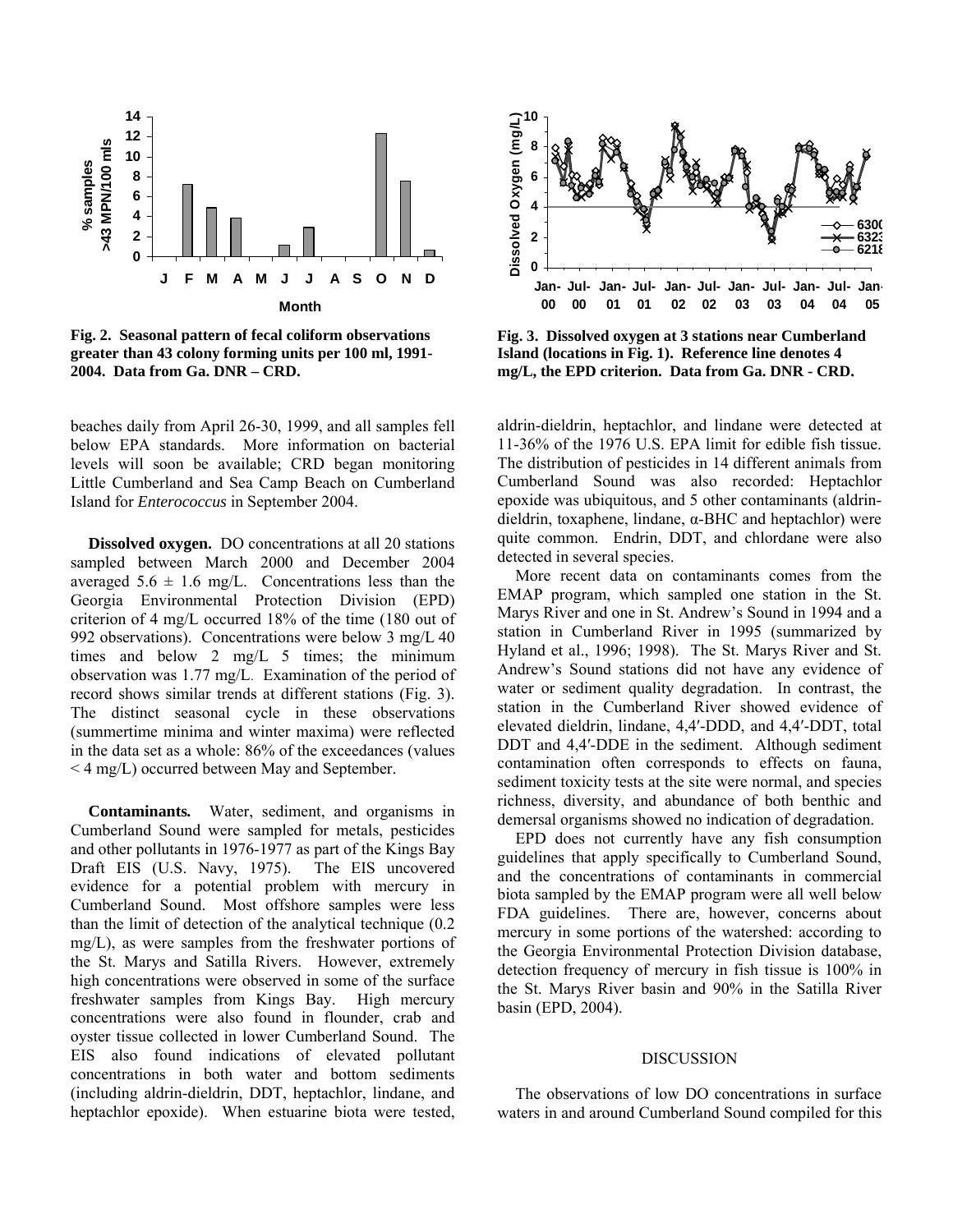Fig. 2. Seasonal pattern of fecal coliform observations greater than 43 colony forming units per 100 ml, 1991-2004. Data from Ga. DNR – CRD.

Fig. 3. Dissolved oxygen at 3 stations near Cumberland Island (locations in Fig. 1). Reference line denotes 4 mg/L, the EPD criterion. Data from Ga. DNR - CRD.

beaches daily from April 26-30, 1999, and all samples fell below EPA standards. More information on bacterial levels will soon be available; CRD began monitoring Little Cumberland and Sea Camp Beach on Cumberland Island for *Enterococcus* in September 2004.

**Dissolved oxygen.** DO concentrations at all 20 stations sampled between March 2000 and December 2004 averaged $5.6 \pm 1.6$ mg/L. Concentrations less than the Georgia Environmental Protection Division (EPD) criterion of 4 mg/L occurred 18% of the time (180 out of 992 observations). Concentrations were below 3 mg/L 40 times and below 2 mg/L 5 times; the minimum observation was 1.77 mg/L. Examination of the period of record shows similar trends at different stations (Fig. 3). The distinct seasonal cycle in these observations (summertime minima and winter maxima) were reflected in the data set as a whole: 86% of the exceedances (values < 4 mg/L) occurred between May and September.

***Contaminants.*** Water, sediment, and organisms in Cumberland Sound were sampled for metals, pesticides and other pollutants in 1976-1977 as part of the Kings Bay Draft EIS (U.S. Navy, 1975). The EIS uncovered evidence for a potential problem with mercury in Cumberland Sound. Most offshore samples were less than the limit of detection of the analytical technique (0.2 mg/L), as were samples from the freshwater portions of the St. Marys and Satilla Rivers. However, extremely high concentrations were observed in some of the surface freshwater samples from Kings Bay. High mercury concentrations were also found in flounder, crab and oyster tissue collected in lower Cumberland Sound. The EIS also found indications of elevated pollutant concentrations in both water and bottom sediments (including aldrin-dieldrin, DDT, heptachlor, lindane, and heptachlor epoxide). When estuarine biota were tested, aldrin-dieldrin, heptachlor, and lindane were detected at 11-36% of the 1976 U.S. EPA limit for edible fish tissue. The distribution of pesticides in 14 different animals from Cumberland Sound was also recorded: Heptachlor epoxide was ubiquitous, and 5 other contaminants (aldrin-dieldrin, toxaphene, lindane, α-BHC and heptachlor) were quite common. Endrin, DDT, and chlordane were also detected in several species.

More recent data on contaminants comes from the EMAP program, which sampled one station in the St. Marys River and one in St. Andrew's Sound in 1994 and a station in Cumberland River in 1995 (summarized by Hyland et al., 1996; 1998). The St. Marys River and St. Andrew's Sound stations did not have any evidence of water or sediment quality degradation. In contrast, the station in the Cumberland River showed evidence of elevated dieldrin, lindane, 4,4′-DDD, and 4,4′-DDT, total DDT and 4,4′-DDE in the sediment. Although sediment contamination often corresponds to effects on fauna, sediment toxicity tests at the site were normal, and species richness, diversity, and abundance of both benthic and demersal organisms showed no indication of degradation.

EPD does not currently have any fish consumption guidelines that apply specifically to Cumberland Sound, and the concentrations of contaminants in commercial biota sampled by the EMAP program were all well below FDA guidelines. There are, however, concerns about mercury in some portions of the watershed: according to the Georgia Environmental Protection Division database, detection frequency of mercury in fish tissue is 100% in the St. Marys River basin and 90% in the Satilla River basin (EPD, 2004).

## DISCUSSION

The observations of low DO concentrations in surface waters in and around Cumberland Sound compiled for this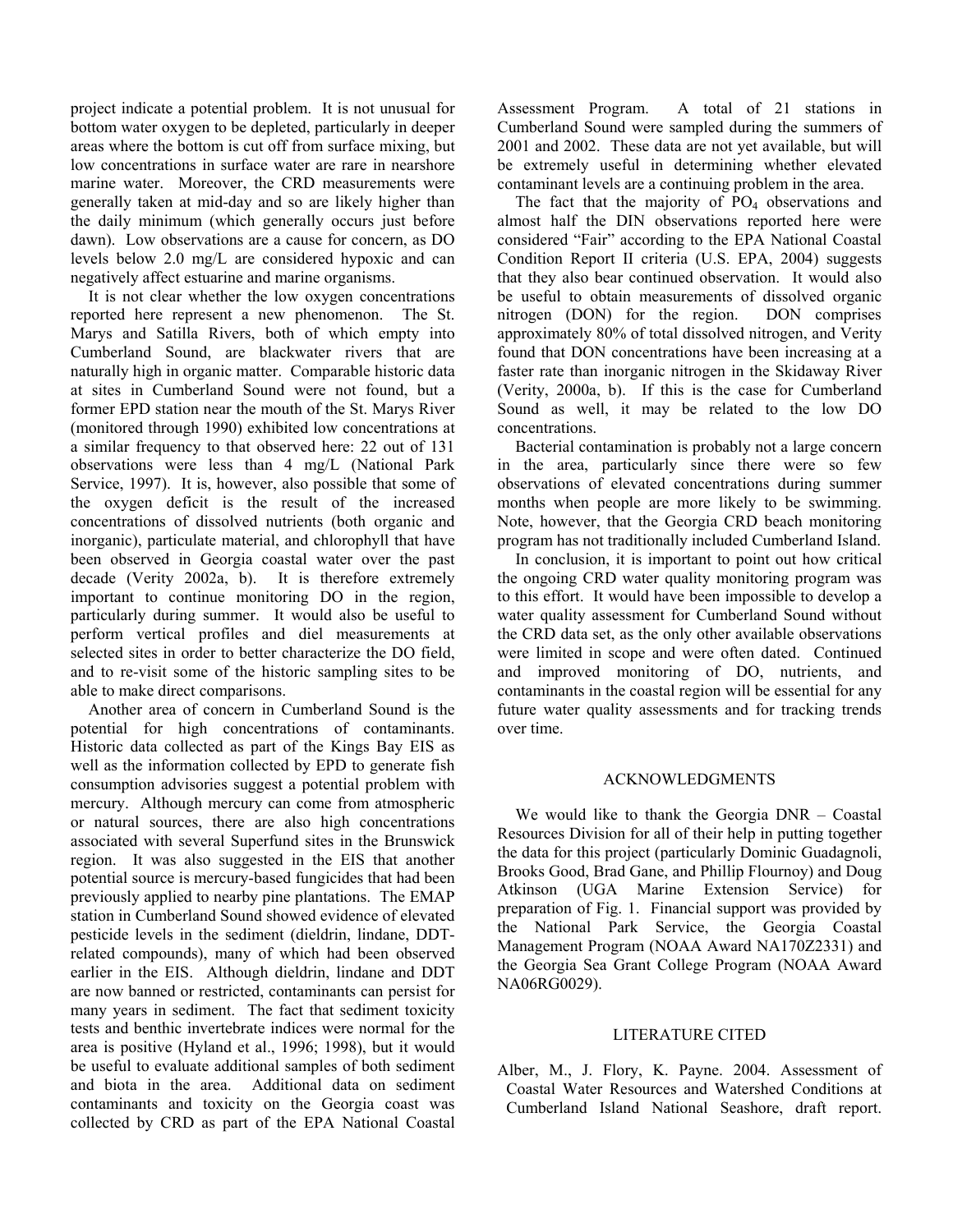project indicate a potential problem. It is not unusual for bottom water oxygen to be depleted, particularly in deeper areas where the bottom is cut off from surface mixing, but low concentrations in surface water are rare in nearshore marine water. Moreover, the CRD measurements were generally taken at mid-day and so are likely higher than the daily minimum (which generally occurs just before dawn). Low observations are a cause for concern, as DO levels below 2.0 mg/L are considered hypoxic and can negatively affect estuarine and marine organisms.

It is not clear whether the low oxygen concentrations reported here represent a new phenomenon. The St. Marys and Satilla Rivers, both of which empty into Cumberland Sound, are blackwater rivers that are naturally high in organic matter. Comparable historic data at sites in Cumberland Sound were not found, but a former EPD station near the mouth of the St. Marys River (monitored through 1990) exhibited low concentrations at a similar frequency to that observed here: 22 out of 131 observations were less than 4 mg/L (National Park Service, 1997). It is, however, also possible that some of the oxygen deficit is the result of the increased concentrations of dissolved nutrients (both organic and inorganic), particulate material, and chlorophyll that have been observed in Georgia coastal water over the past decade (Verity 2002a, b). It is therefore extremely important to continue monitoring DO in the region, particularly during summer. It would also be useful to perform vertical profiles and diel measurements at selected sites in order to better characterize the DO field, and to re-visit some of the historic sampling sites to be able to make direct comparisons.

Another area of concern in Cumberland Sound is the potential for high concentrations of contaminants. Historic data collected as part of the Kings Bay EIS as well as the information collected by EPD to generate fish consumption advisories suggest a potential problem with mercury. Although mercury can come from atmospheric or natural sources, there are also high concentrations associated with several Superfund sites in the Brunswick region. It was also suggested in the EIS that another potential source is mercury-based fungicides that had been previously applied to nearby pine plantations. The EMAP station in Cumberland Sound showed evidence of elevated pesticide levels in the sediment (dieldrin, lindane, DDT-related compounds), many of which had been observed earlier in the EIS. Although dieldrin, lindane and DDT are now banned or restricted, contaminants can persist for many years in sediment. The fact that sediment toxicity tests and benthic invertebrate indices were normal for the area is positive (Hyland et al., 1996; 1998), but it would be useful to evaluate additional samples of both sediment and biota in the area. Additional data on sediment contaminants and toxicity on the Georgia coast was collected by CRD as part of the EPA National Coastal Assessment Program. A total of 21 stations in Cumberland Sound were sampled during the summers of 2001 and 2002. These data are not yet available, but will be extremely useful in determining whether elevated contaminant levels are a continuing problem in the area.

The fact that the majority of $PO_4$ observations and almost half the DIN observations reported here were considered "Fair" according to the EPA National Coastal Condition Report II criteria (U.S. EPA, 2004) suggests that they also bear continued observation. It would also be useful to obtain measurements of dissolved organic nitrogen (DON) for the region. DON comprises approximately 80% of total dissolved nitrogen, and Verity found that DON concentrations have been increasing at a faster rate than inorganic nitrogen in the Skidaway River (Verity, 2000a, b). If this is the case for Cumberland Sound as well, it may be related to the low DO concentrations.

Bacterial contamination is probably not a large concern in the area, particularly since there were so few observations of elevated concentrations during summer months when people are more likely to be swimming. Note, however, that the Georgia CRD beach monitoring program has not traditionally included Cumberland Island.

In conclusion, it is important to point out how critical the ongoing CRD water quality monitoring program was to this effort. It would have been impossible to develop a water quality assessment for Cumberland Sound without the CRD data set, as the only other available observations were limited in scope and were often dated. Continued and improved monitoring of DO, nutrients, and contaminants in the coastal region will be essential for any future water quality assessments and for tracking trends over time.

## ACKNOWLEDGMENTS

We would like to thank the Georgia DNR – Coastal Resources Division for all of their help in putting together the data for this project (particularly Dominic Guadagnoli, Brooks Good, Brad Gane, and Phillip Flournoy) and Doug Atkinson (UGA Marine Extension Service) for preparation of Fig. 1. Financial support was provided by the National Park Service, the Georgia Coastal Management Program (NOAA Award NA170Z2331) and the Georgia Sea Grant College Program (NOAA Award NA06RG0029).

## LITERATURE CITED

Alber, M., J. Flory, K. Payne. 2004. Assessment of Coastal Water Resources and Watershed Conditions at Cumberland Island National Seashore, draft report.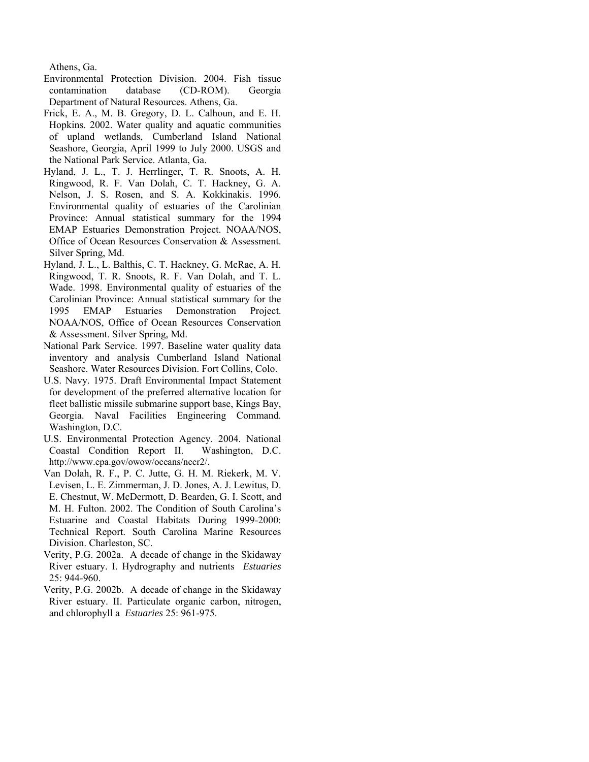Athens, Ga.

Environmental Protection Division. 2004. Fish tissue contamination database (CD-ROM). Georgia Department of Natural Resources. Athens, Ga.

Frick, E. A., M. B. Gregory, D. L. Calhoun, and E. H. Hopkins. 2002. Water quality and aquatic communities of upland wetlands, Cumberland Island National Seashore, Georgia, April 1999 to July 2000. USGS and the National Park Service. Atlanta, Ga.

Hyland, J. L., T. J. Herrlinger, T. R. Snoots, A. H. Ringwood, R. F. Van Dolah, C. T. Hackney, G. A. Nelson, J. S. Rosen, and S. A. Kokkinakis. 1996. Environmental quality of estuaries of the Carolinian Province: Annual statistical summary for the 1994 EMAP Estuaries Demonstration Project. NOAA/NOS, Office of Ocean Resources Conservation & Assessment. Silver Spring, Md.

Hyland, J. L., L. Balthis, C. T. Hackney, G. McRae, A. H. Ringwood, T. R. Snoots, R. F. Van Dolah, and T. L. Wade. 1998. Environmental quality of estuaries of the Carolinian Province: Annual statistical summary for the 1995 EMAP Estuaries Demonstration Project. NOAA/NOS, Office of Ocean Resources Conservation & Assessment. Silver Spring, Md.

National Park Service. 1997. Baseline water quality data inventory and analysis Cumberland Island National Seashore. Water Resources Division. Fort Collins, Colo.

U.S. Navy. 1975. Draft Environmental Impact Statement for development of the preferred alternative location for fleet ballistic missile submarine support base, Kings Bay, Georgia. Naval Facilities Engineering Command. Washington, D.C.

U.S. Environmental Protection Agency. 2004. National Coastal Condition Report II. Washington, D.C. http://www.epa.gov/owow/oceans/nccr2/.

Van Dolah, R. F., P. C. Jutte, G. H. M. Riekerk, M. V. Levisen, L. E. Zimmerman, J. D. Jones, A. J. Lewitus, D. E. Chestnut, W. McDermott, D. Bearden, G. I. Scott, and M. H. Fulton. 2002. The Condition of South Carolina's Estuarine and Coastal Habitats During 1999-2000: Technical Report. South Carolina Marine Resources Division. Charleston, SC.

Verity, P.G. 2002a. A decade of change in the Skidaway River estuary. I. Hydrography and nutrients *Estuaries* 25: 944-960.

Verity, P.G. 2002b. A decade of change in the Skidaway River estuary. II. Particulate organic carbon, nitrogen, and chlorophyll a *Estuaries* 25: 961-975.